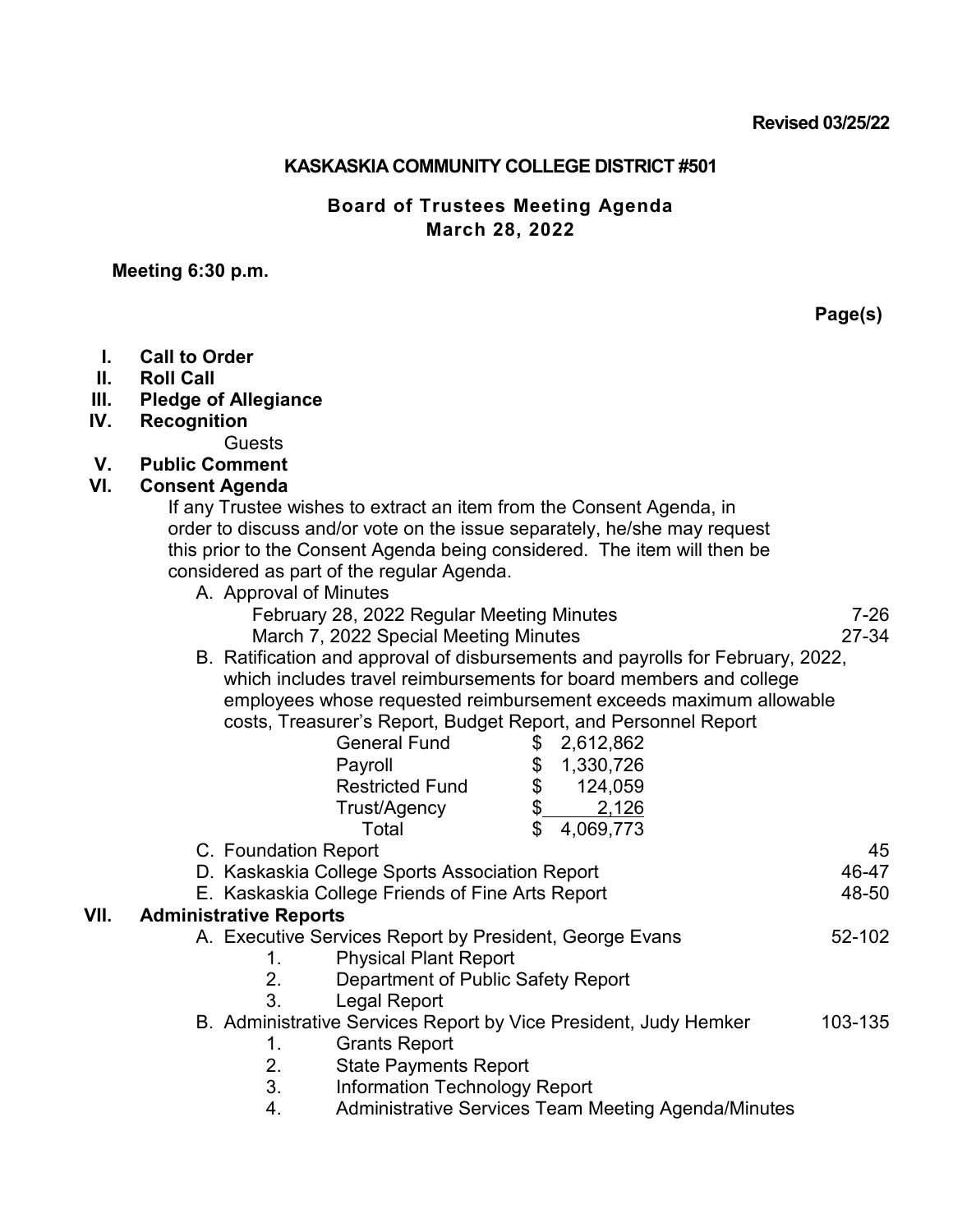**Revised 03/25/22**

# KASKASKIA COMMUNITY COLLEGE DISTRICT #501

## Board of Trustees Meeting Agenda
## March 28, 2022

**Meeting 6:30 p.m.**

**Page(s)**

- **I. Call to Order**
- **II. Roll Call**
- **III. Pledge of Allegiance**
- **IV. Recognition**
  - Guests
- **V. Public Comment**
- **VI. Consent Agenda**

  If any Trustee wishes to extract an item from the Consent Agenda, in order to discuss and/or vote on the issue separately, he/she may request this prior to the Consent Agenda being considered. The item will then be considered as part of the regular Agenda.

  - A. Approval of Minutes
    - February 28, 2022 Regular Meeting Minutes — 7-26
    - March 7, 2022 Special Meeting Minutes — 27-34
  - B. Ratification and approval of disbursements and payrolls for February, 2022, which includes travel reimbursements for board members and college employees whose requested reimbursement exceeds maximum allowable costs, Treasurer's Report, Budget Report, and Personnel Report

    | Fund | Amount |
    | --- | --- |
    | General Fund | $ 2,612,862 |
    | Payroll | $ 1,330,726 |
    | Restricted Fund | $ 124,059 |
    | Trust/Agency | $ 2,126 |
    | Total | $ 4,069,773 |

  - C. Foundation Report — 45
  - D. Kaskaskia College Sports Association Report — 46-47
  - E. Kaskaskia College Friends of Fine Arts Report — 48-50
- **VII. Administrative Reports**
  - A. Executive Services Report by President, George Evans — 52-102
    1. Physical Plant Report
    2. Department of Public Safety Report
    3. Legal Report
  - B. Administrative Services Report by Vice President, Judy Hemker — 103-135
    1. Grants Report
    2. State Payments Report
    3. Information Technology Report
    4. Administrative Services Team Meeting Agenda/Minutes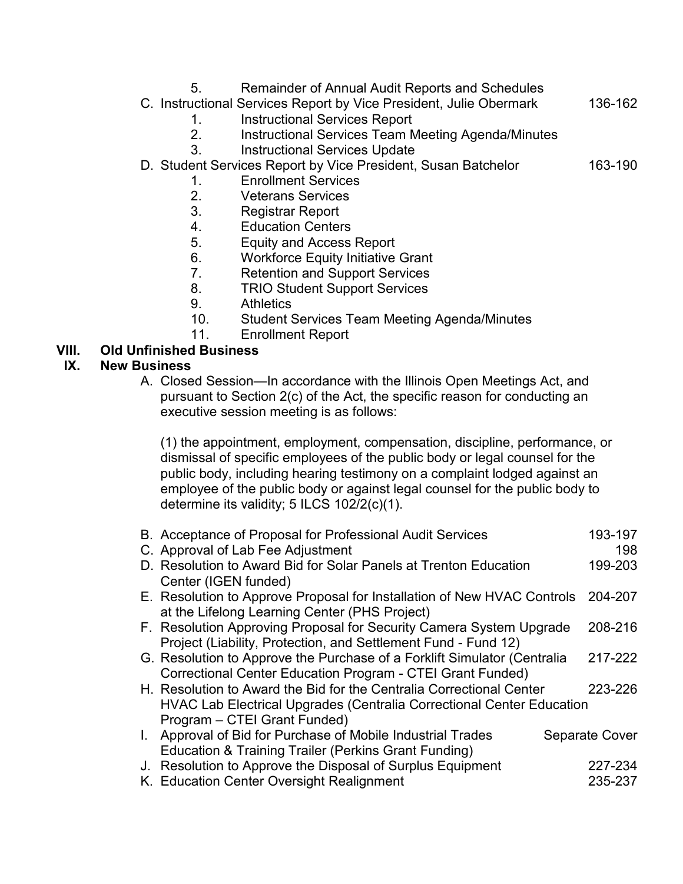5. Remainder of Annual Audit Reports and Schedules

C. Instructional Services Report by Vice President, Julie Obermark 136-162

1. Instructional Services Report
2. Instructional Services Team Meeting Agenda/Minutes
3. Instructional Services Update

D. Student Services Report by Vice President, Susan Batchelor 163-190

1. Enrollment Services
2. Veterans Services
3. Registrar Report
4. Education Centers
5. Equity and Access Report
6. Workforce Equity Initiative Grant
7. Retention and Support Services
8. TRIO Student Support Services
9. Athletics
10. Student Services Team Meeting Agenda/Minutes
11. Enrollment Report

## VIII. Old Unfinished Business

## IX. New Business

A. Closed Session—In accordance with the Illinois Open Meetings Act, and pursuant to Section 2(c) of the Act, the specific reason for conducting an executive session meeting is as follows:

(1) the appointment, employment, compensation, discipline, performance, or dismissal of specific employees of the public body or legal counsel for the public body, including hearing testimony on a complaint lodged against an employee of the public body or against legal counsel for the public body to determine its validity; 5 ILCS 102/2(c)(1).

B. Acceptance of Proposal for Professional Audit Services 193-197

C. Approval of Lab Fee Adjustment 198

D. Resolution to Award Bid for Solar Panels at Trenton Education Center (IGEN funded) 199-203

E. Resolution to Approve Proposal for Installation of New HVAC Controls at the Lifelong Learning Center (PHS Project) 204-207

F. Resolution Approving Proposal for Security Camera System Upgrade Project (Liability, Protection, and Settlement Fund - Fund 12) 208-216

G. Resolution to Approve the Purchase of a Forklift Simulator (Centralia Correctional Center Education Program - CTEI Grant Funded) 217-222

H. Resolution to Award the Bid for the Centralia Correctional Center HVAC Lab Electrical Upgrades (Centralia Correctional Center Education Program – CTEI Grant Funded) 223-226

I. Approval of Bid for Purchase of Mobile Industrial Trades Education & Training Trailer (Perkins Grant Funding) Separate Cover

J. Resolution to Approve the Disposal of Surplus Equipment 227-234

K. Education Center Oversight Realignment 235-237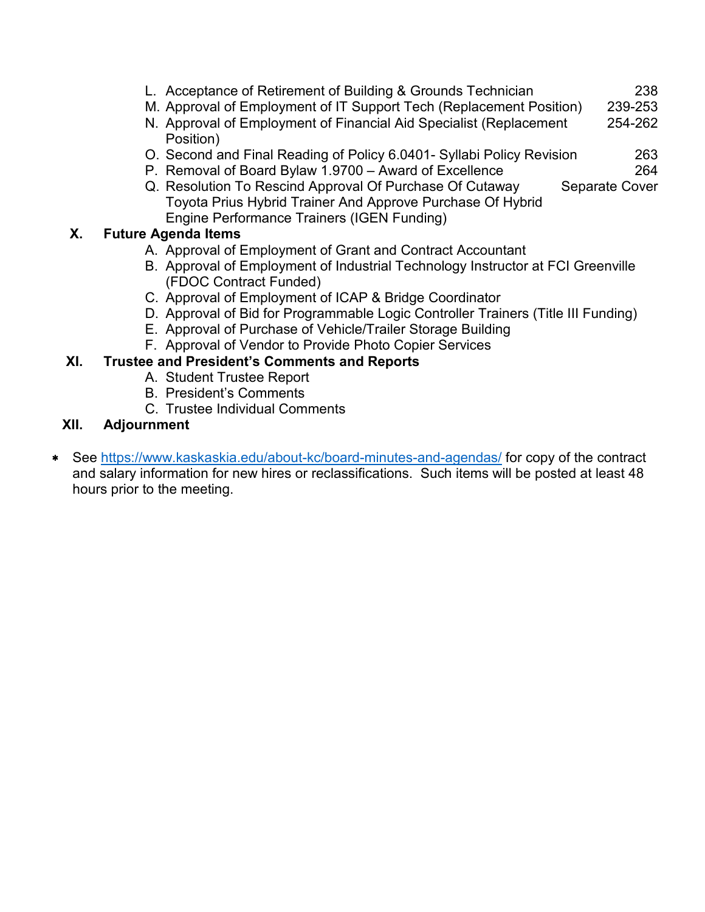L. Acceptance of Retirement of Building & Grounds Technician 238
M. Approval of Employment of IT Support Tech (Replacement Position) 239-253
N. Approval of Employment of Financial Aid Specialist (Replacement Position) 254-262
O. Second and Final Reading of Policy 6.0401- Syllabi Policy Revision 263
P. Removal of Board Bylaw 1.9700 – Award of Excellence 264
Q. Resolution To Rescind Approval Of Purchase Of Cutaway Toyota Prius Hybrid Trainer And Approve Purchase Of Hybrid Engine Performance Trainers (IGEN Funding) Separate Cover

**X. Future Agenda Items**

A. Approval of Employment of Grant and Contract Accountant
B. Approval of Employment of Industrial Technology Instructor at FCI Greenville (FDOC Contract Funded)
C. Approval of Employment of ICAP & Bridge Coordinator
D. Approval of Bid for Programmable Logic Controller Trainers (Title III Funding)
E. Approval of Purchase of Vehicle/Trailer Storage Building
F. Approval of Vendor to Provide Photo Copier Services

**XI. Trustee and President's Comments and Reports**

A. Student Trustee Report
B. President's Comments
C. Trustee Individual Comments

**XII. Adjournment**

* See https://www.kaskaskia.edu/about-kc/board-minutes-and-agendas/ for copy of the contract and salary information for new hires or reclassifications. Such items will be posted at least 48 hours prior to the meeting.